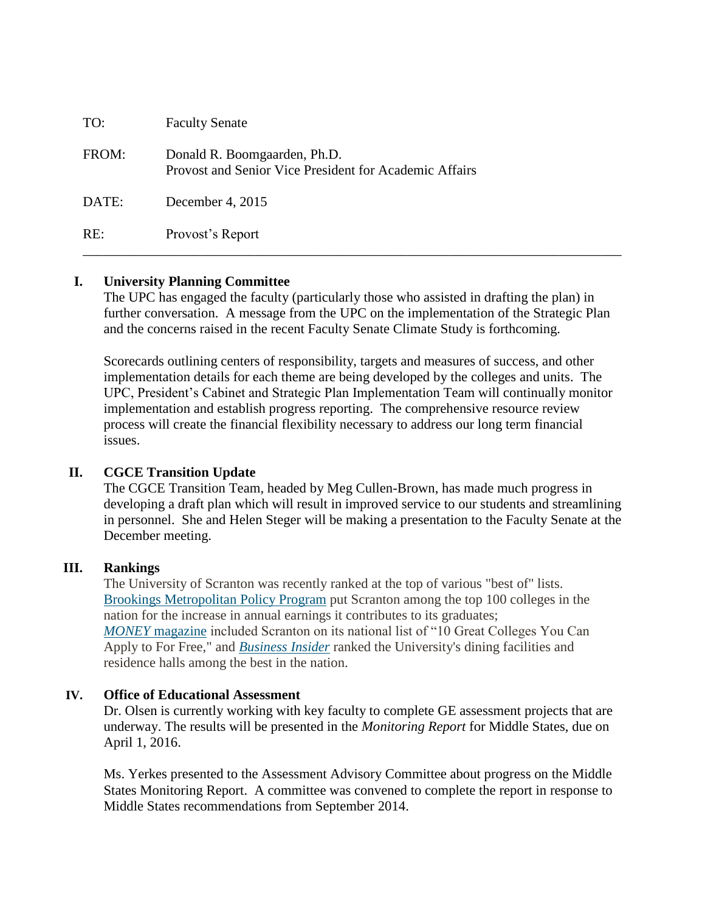| | |
|---|---|
| TO: | Faculty Senate |
| FROM: | Donald R. Boomgaarden, Ph.D.<br>Provost and Senior Vice President for Academic Affairs |
| DATE: | December 4, 2015 |
| RE: | Provost's Report |

---

## I. University Planning Committee

The UPC has engaged the faculty (particularly those who assisted in drafting the plan) in further conversation. A message from the UPC on the implementation of the Strategic Plan and the concerns raised in the recent Faculty Senate Climate Study is forthcoming.

Scorecards outlining centers of responsibility, targets and measures of success, and other implementation details for each theme are being developed by the colleges and units. The UPC, President's Cabinet and Strategic Plan Implementation Team will continually monitor implementation and establish progress reporting. The comprehensive resource review process will create the financial flexibility necessary to address our long term financial issues.

## II. CGCE Transition Update

The CGCE Transition Team, headed by Meg Cullen-Brown, has made much progress in developing a draft plan which will result in improved service to our students and streamlining in personnel. She and Helen Steger will be making a presentation to the Faculty Senate at the December meeting.

## III. Rankings

The University of Scranton was recently ranked at the top of various "best of" lists. Brookings Metropolitan Policy Program put Scranton among the top 100 colleges in the nation for the increase in annual earnings it contributes to its graduates; *MONEY* magazine included Scranton on its national list of "10 Great Colleges You Can Apply to For Free," and *Business Insider* ranked the University's dining facilities and residence halls among the best in the nation.

## IV. Office of Educational Assessment

Dr. Olsen is currently working with key faculty to complete GE assessment projects that are underway. The results will be presented in the *Monitoring Report* for Middle States, due on April 1, 2016.

Ms. Yerkes presented to the Assessment Advisory Committee about progress on the Middle States Monitoring Report. A committee was convened to complete the report in response to Middle States recommendations from September 2014.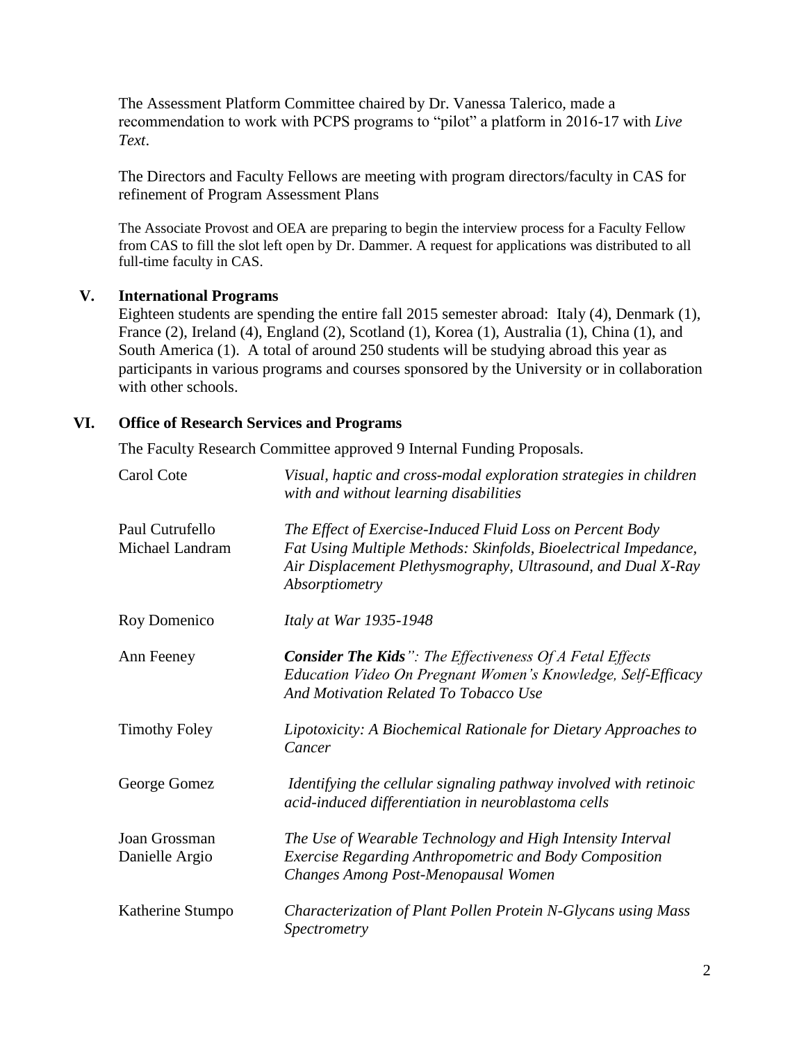The Assessment Platform Committee chaired by Dr. Vanessa Talerico, made a recommendation to work with PCPS programs to "pilot" a platform in 2016-17 with *Live Text*.

The Directors and Faculty Fellows are meeting with program directors/faculty in CAS for refinement of Program Assessment Plans

The Associate Provost and OEA are preparing to begin the interview process for a Faculty Fellow from CAS to fill the slot left open by Dr. Dammer. A request for applications was distributed to all full-time faculty in CAS.

## V. International Programs

Eighteen students are spending the entire fall 2015 semester abroad: Italy (4), Denmark (1), France (2), Ireland (4), England (2), Scotland (1), Korea (1), Australia (1), China (1), and South America (1). A total of around 250 students will be studying abroad this year as participants in various programs and courses sponsored by the University or in collaboration with other schools.

## VI. Office of Research Services and Programs

The Faculty Research Committee approved 9 Internal Funding Proposals.

| | |
|---|---|
| Carol Cote | *Visual, haptic and cross-modal exploration strategies in children with and without learning disabilities* |
| Paul Cutrufello<br>Michael Landram | *The Effect of Exercise-Induced Fluid Loss on Percent Body Fat Using Multiple Methods: Skinfolds, Bioelectrical Impedance, Air Displacement Plethysmography, Ultrasound, and Dual X-Ray Absorptiometry* |
| Roy Domenico | *Italy at War 1935-1948* |
| Ann Feeney | ***Consider The Kids***": *The Effectiveness Of A Fetal Effects Education Video On Pregnant Women's Knowledge, Self-Efficacy And Motivation Related To Tobacco Use* |
| Timothy Foley | *Lipotoxicity: A Biochemical Rationale for Dietary Approaches to Cancer* |
| George Gomez | *Identifying the cellular signaling pathway involved with retinoic acid-induced differentiation in neuroblastoma cells* |
| Joan Grossman<br>Danielle Argio | *The Use of Wearable Technology and High Intensity Interval Exercise Regarding Anthropometric and Body Composition Changes Among Post-Menopausal Women* |
| Katherine Stumpo | *Characterization of Plant Pollen Protein N-Glycans using Mass Spectrometry* |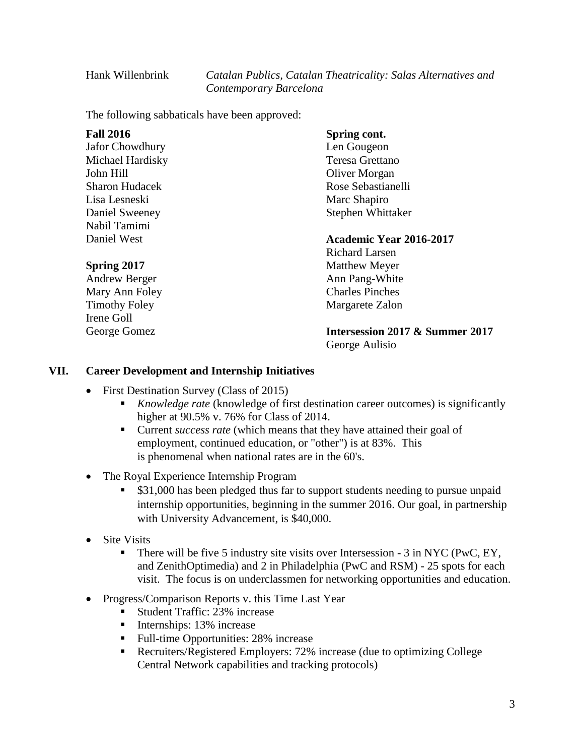Hank Willenbrink *Catalan Publics, Catalan Theatricality: Salas Alternatives and Contemporary Barcelona*

The following sabbaticals have been approved:

**Fall 2016**
Jafor Chowdhury
Michael Hardisky
John Hill
Sharon Hudacek
Lisa Lesneski
Daniel Sweeney
Nabil Tamimi
Daniel West

**Spring 2017**
Andrew Berger
Mary Ann Foley
Timothy Foley
Irene Goll
George Gomez

**Spring cont.**
Len Gougeon
Teresa Grettano
Oliver Morgan
Rose Sebastianelli
Marc Shapiro
Stephen Whittaker

**Academic Year 2016-2017**
Richard Larsen
Matthew Meyer
Ann Pang-White
Charles Pinches
Margarete Zalon

**Intersession 2017 & Summer 2017**
George Aulisio

## VII. Career Development and Internship Initiatives

- First Destination Survey (Class of 2015)
  - *Knowledge rate* (knowledge of first destination career outcomes) is significantly higher at 90.5% v. 76% for Class of 2014.
  - Current *success rate* (which means that they have attained their goal of employment, continued education, or "other") is at 83%. This is phenomenal when national rates are in the 60's.
- The Royal Experience Internship Program
  - $31,000 has been pledged thus far to support students needing to pursue unpaid internship opportunities, beginning in the summer 2016. Our goal, in partnership with University Advancement, is $40,000.
- Site Visits
  - There will be five 5 industry site visits over Intersession - 3 in NYC (PwC, EY, and ZenithOptimedia) and 2 in Philadelphia (PwC and RSM) - 25 spots for each visit. The focus is on underclassmen for networking opportunities and education.
- Progress/Comparison Reports v. this Time Last Year
  - Student Traffic: 23% increase
  - Internships: 13% increase
  - Full-time Opportunities: 28% increase
  - Recruiters/Registered Employers: 72% increase (due to optimizing College Central Network capabilities and tracking protocols)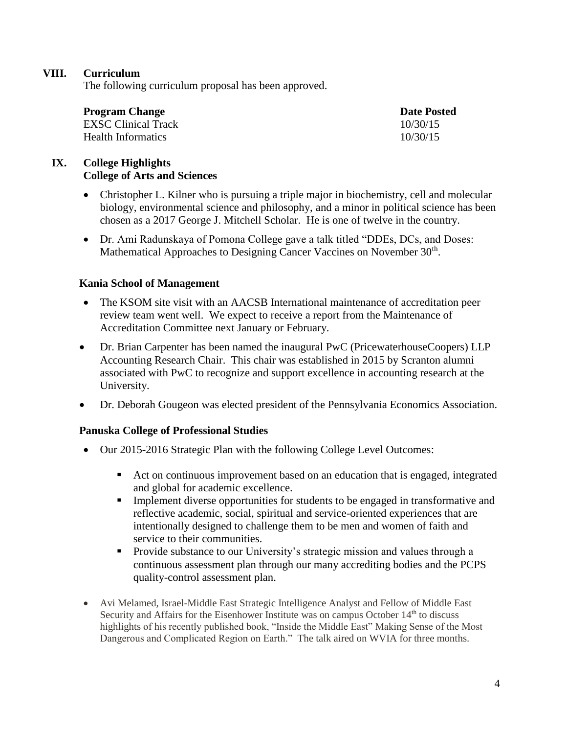## VIII. Curriculum

The following curriculum proposal has been approved.

| **Program Change** | **Date Posted** |
| --- | --- |
| EXSC Clinical Track | 10/30/15 |
| Health Informatics | 10/30/15 |

## IX. College Highlights

### College of Arts and Sciences

- Christopher L. Kilner who is pursuing a triple major in biochemistry, cell and molecular biology, environmental science and philosophy, and a minor in political science has been chosen as a 2017 George J. Mitchell Scholar. He is one of twelve in the country.
- Dr. Ami Radunskaya of Pomona College gave a talk titled "DDEs, DCs, and Doses: Mathematical Approaches to Designing Cancer Vaccines on November 30th.

### Kania School of Management

- The KSOM site visit with an AACSB International maintenance of accreditation peer review team went well. We expect to receive a report from the Maintenance of Accreditation Committee next January or February.
- Dr. Brian Carpenter has been named the inaugural PwC (PricewaterhouseCoopers) LLP Accounting Research Chair. This chair was established in 2015 by Scranton alumni associated with PwC to recognize and support excellence in accounting research at the University.
- Dr. Deborah Gougeon was elected president of the Pennsylvania Economics Association.

### Panuska College of Professional Studies

- Our 2015-2016 Strategic Plan with the following College Level Outcomes:
  - Act on continuous improvement based on an education that is engaged, integrated and global for academic excellence.
  - Implement diverse opportunities for students to be engaged in transformative and reflective academic, social, spiritual and service-oriented experiences that are intentionally designed to challenge them to be men and women of faith and service to their communities.
  - Provide substance to our University's strategic mission and values through a continuous assessment plan through our many accrediting bodies and the PCPS quality-control assessment plan.
- Avi Melamed, Israel-Middle East Strategic Intelligence Analyst and Fellow of Middle East Security and Affairs for the Eisenhower Institute was on campus October 14th to discuss highlights of his recently published book, "Inside the Middle East" Making Sense of the Most Dangerous and Complicated Region on Earth." The talk aired on WVIA for three months.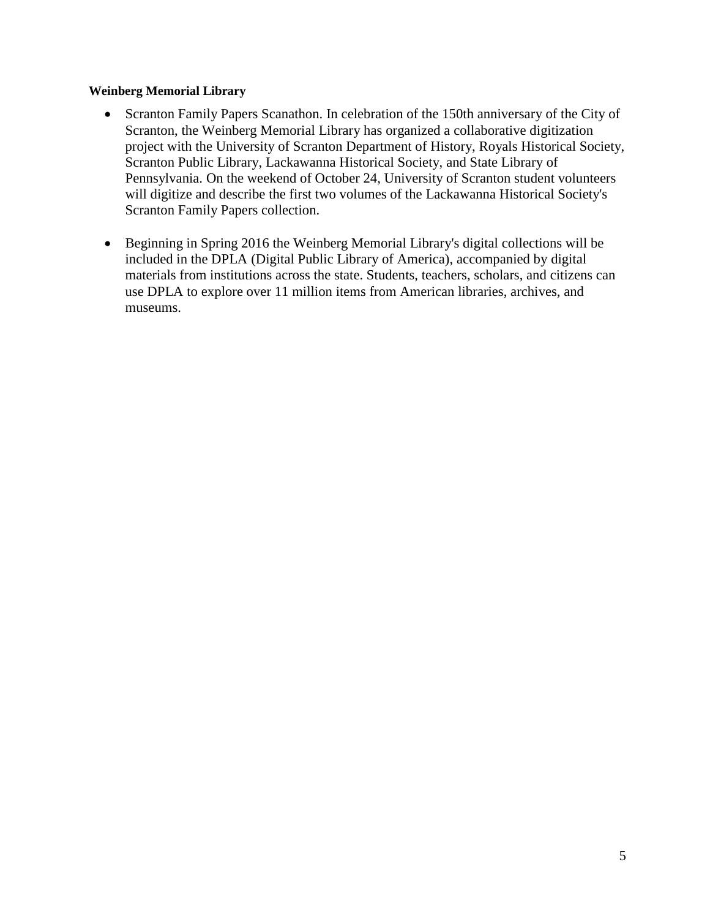**Weinberg Memorial Library**

- Scranton Family Papers Scanathon. In celebration of the 150th anniversary of the City of Scranton, the Weinberg Memorial Library has organized a collaborative digitization project with the University of Scranton Department of History, Royals Historical Society, Scranton Public Library, Lackawanna Historical Society, and State Library of Pennsylvania. On the weekend of October 24, University of Scranton student volunteers will digitize and describe the first two volumes of the Lackawanna Historical Society's Scranton Family Papers collection.

- Beginning in Spring 2016 the Weinberg Memorial Library's digital collections will be included in the DPLA (Digital Public Library of America), accompanied by digital materials from institutions across the state. Students, teachers, scholars, and citizens can use DPLA to explore over 11 million items from American libraries, archives, and museums.